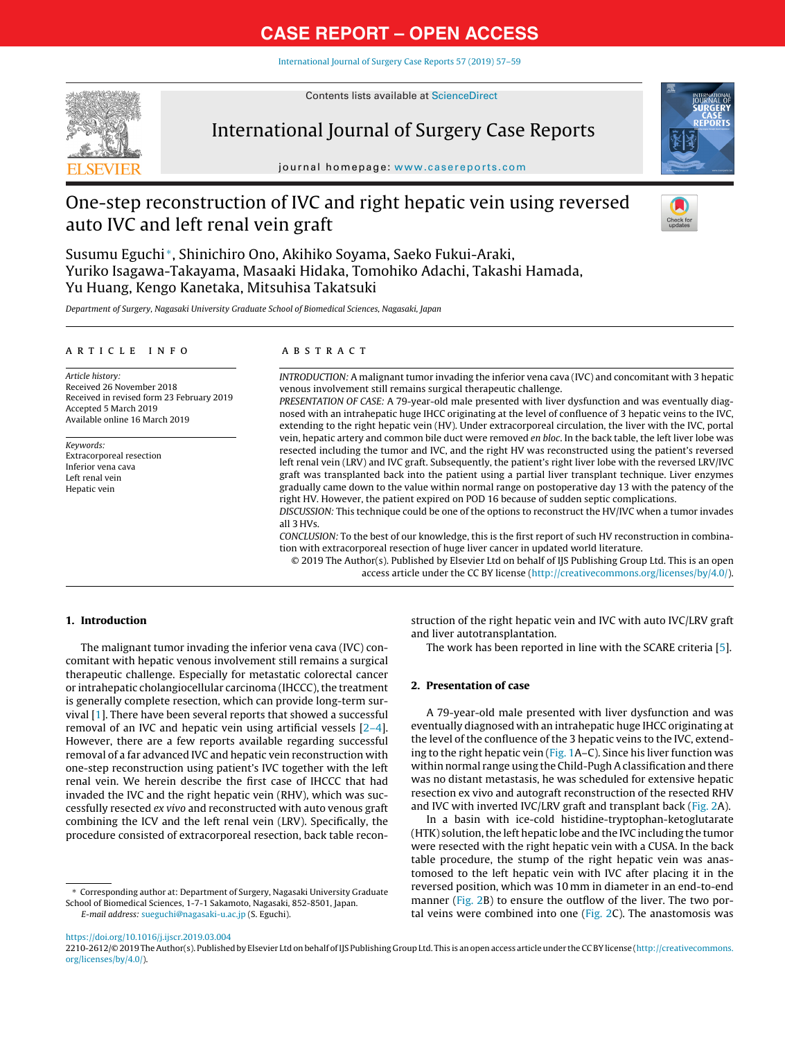# One-step reconstruction of IVC and right hepatic vein using reversed auto IVC and left renal vein graft

Susumu Eguchi*, Shinichiro Ono, Akihiko Soyama, Saeko Fukui-Araki, Yuriko Isagawa-Takayama, Masaaki Hidaka, Tomohiko Adachi, Takashi Hamada, Yu Huang, Kengo Kanetaka, Mitsuhisa Takatsuki

*Department of Surgery, Nagasaki University Graduate School of Biomedical Sciences, Nagasaki, Japan*

## ARTICLE INFO

*Article history:*
Received 26 November 2018
Received in revised form 23 February 2019
Accepted 5 March 2019
Available online 16 March 2019

*Keywords:*
Extracorporeal resection
Inferior vena cava
Left renal vein
Hepatic vein

## ABSTRACT

*INTRODUCTION:* A malignant tumor invading the inferior vena cava (IVC) and concomitant with 3 hepatic venous involvement still remains surgical therapeutic challenge.

*PRESENTATION OF CASE:* A 79-year-old male presented with liver dysfunction and was eventually diagnosed with an intrahepatic huge IHCC originating at the level of confluence of 3 hepatic veins to the IVC, extending to the right hepatic vein (HV). Under extracorporeal circulation, the liver with the IVC, portal vein, hepatic artery and common bile duct were removed *en bloc*. In the back table, the left liver lobe was resected including the tumor and IVC, and the right HV was reconstructed using the patient's reversed left renal vein (LRV) and IVC graft. Subsequently, the patient's right liver lobe with the reversed LRV/IVC graft was transplanted back into the patient using a partial liver transplant technique. Liver enzymes gradually came down to the value within normal range on postoperative day 13 with the patency of the right HV. However, the patient expired on POD 16 because of sudden septic complications.

*DISCUSSION:* This technique could be one of the options to reconstruct the HV/IVC when a tumor invades all 3 HVs.

*CONCLUSION:* To the best of our knowledge, this is the first report of such HV reconstruction in combination with extracorporeal resection of huge liver cancer in updated world literature.

© 2019 The Author(s). Published by Elsevier Ltd on behalf of IJS Publishing Group Ltd. This is an open access article under the CC BY license (http://creativecommons.org/licenses/by/4.0/).

## 1. Introduction

The malignant tumor invading the inferior vena cava (IVC) concomitant with hepatic venous involvement still remains a surgical therapeutic challenge. Especially for metastatic colorectal cancer or intrahepatic cholangiocellular carcinoma (IHCCC), the treatment is generally complete resection, which can provide long-term survival [1]. There have been several reports that showed a successful removal of an IVC and hepatic vein using artificial vessels [2–4]. However, there are a few reports available regarding successful removal of a far advanced IVC and hepatic vein reconstruction with one-step reconstruction using patient's IVC together with the left renal vein. We herein describe the first case of IHCCC that had invaded the IVC and the right hepatic vein (RHV), which was successfully resected *ex vivo* and reconstructed with auto venous graft combining the ICV and the left renal vein (LRV). Specifically, the procedure consisted of extracorporeal resection, back table reconstruction of the right hepatic vein and IVC with auto IVC/LRV graft and liver autotransplantation.

The work has been reported in line with the SCARE criteria [5].

## 2. Presentation of case

A 79-year-old male presented with liver dysfunction and was eventually diagnosed with an intrahepatic huge IHCC originating at the level of the confluence of the 3 hepatic veins to the IVC, extending to the right hepatic vein (Fig. 1A–C). Since his liver function was within normal range using the Child-Pugh A classification and there was no distant metastasis, he was scheduled for extensive hepatic resection ex vivo and autograft reconstruction of the resected RHV and IVC with inverted IVC/LRV graft and transplant back (Fig. 2A).

In a basin with ice-cold histidine-tryptophan-ketoglutarate (HTK) solution, the left hepatic lobe and the IVC including the tumor were resected with the right hepatic vein with a CUSA. In the back table procedure, the stump of the right hepatic vein was anastomosed to the left hepatic vein with IVC after placing it in the reversed position, which was 10 mm in diameter in an end-to-end manner (Fig. 2B) to ensure the outflow of the liver. The two portal veins were combined into one (Fig. 2C). The anastomosis was

---

* Corresponding author at: Department of Surgery, Nagasaki University Graduate School of Biomedical Sciences, 1-7-1 Sakamoto, Nagasaki, 852-8501, Japan.
*E-mail address:* sueguchi@nagasaki-u.ac.jp (S. Eguchi).

https://doi.org/10.1016/j.ijscr.2019.03.004
2210-2612/© 2019 The Author(s). Published by Elsevier Ltd on behalf of IJS Publishing Group Ltd. This is an open access article under the CC BY license (http://creativecommons.org/licenses/by/4.0/).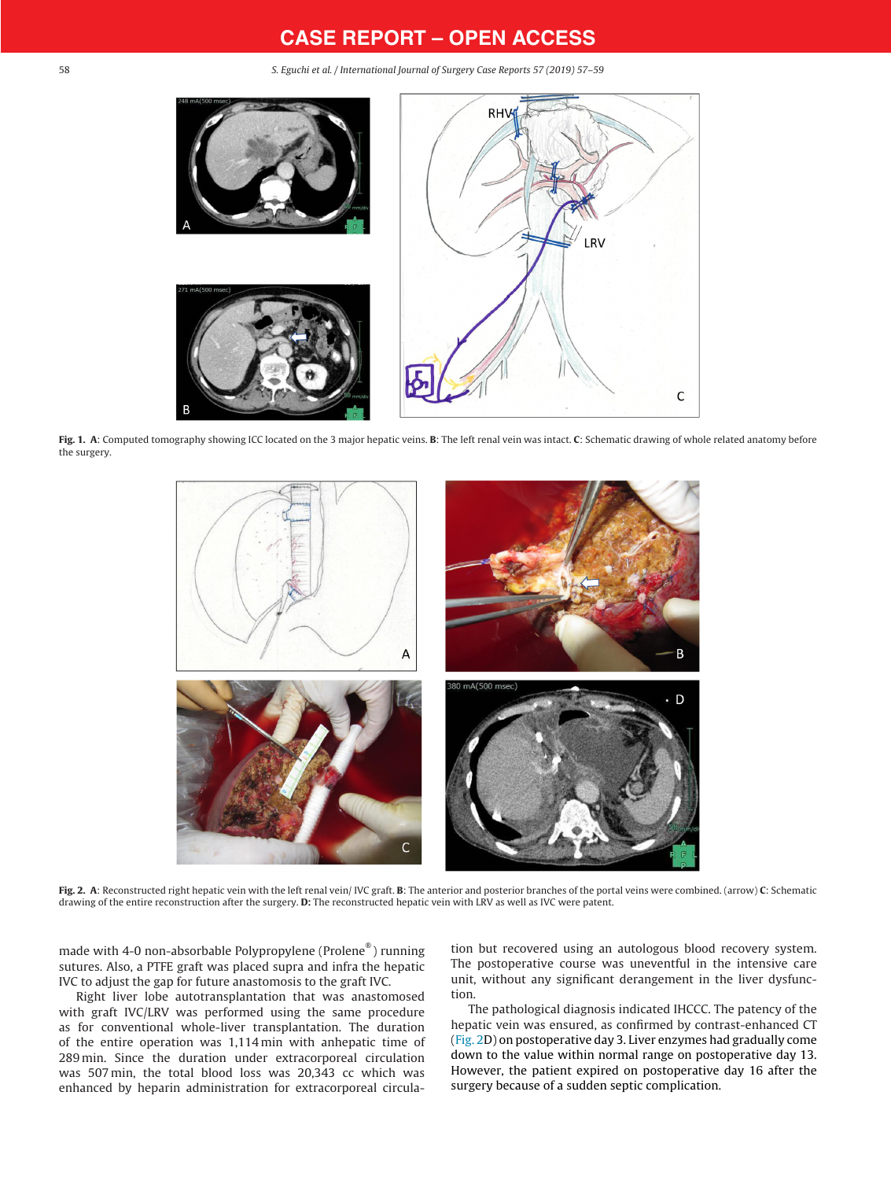**Fig. 1.** **A**: Computed tomography showing ICC located on the 3 major hepatic veins. **B**: The left renal vein was intact. **C**: Schematic drawing of whole related anatomy before the surgery.

**Fig. 2.** **A**: Reconstructed right hepatic vein with the left renal vein/ IVC graft. **B**: The anterior and posterior branches of the portal veins were combined. (arrow) **C**: Schematic drawing of the entire reconstruction after the surgery. **D:** The reconstructed hepatic vein with LRV as well as IVC were patent.

made with 4-0 non-absorbable Polypropylene (Prolene®) running sutures. Also, a PTFE graft was placed supra and infra the hepatic IVC to adjust the gap for future anastomosis to the graft IVC.

Right liver lobe autotransplantation that was anastomosed with graft IVC/LRV was performed using the same procedure as for conventional whole-liver transplantation. The duration of the entire operation was 1,114 min with anhepatic time of 289 min. Since the duration under extracorporeal circulation was 507 min, the total blood loss was 20,343 cc which was enhanced by heparin administration for extracorporeal circulation but recovered using an autologous blood recovery system. The postoperative course was uneventful in the intensive care unit, without any significant derangement in the liver dysfunction.

The pathological diagnosis indicated IHCCC. The patency of the hepatic vein was ensured, as confirmed by contrast-enhanced CT (Fig. 2D) on postoperative day 3. Liver enzymes had gradually come down to the value within normal range on postoperative day 13. However, the patient expired on postoperative day 16 after the surgery because of a sudden septic complication.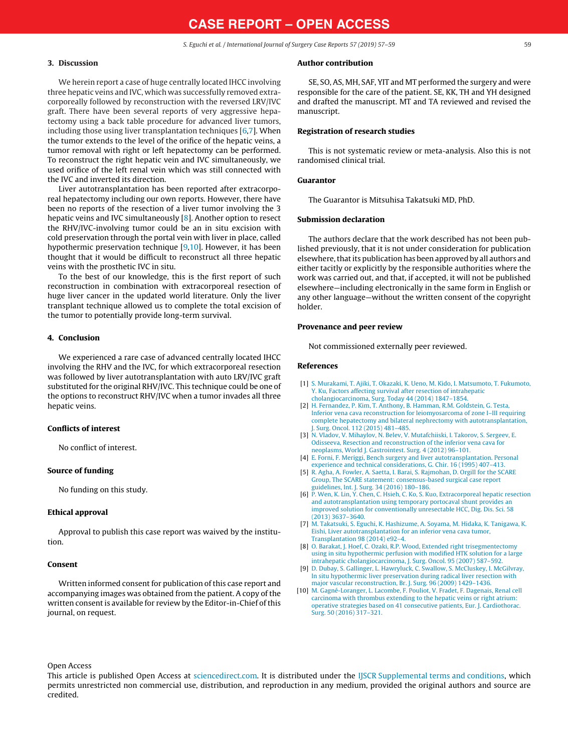## 3. Discussion

We herein report a case of huge centrally located IHCC involving three hepatic veins and IVC, which was successfully removed extracorporeally followed by reconstruction with the reversed LRV/IVC graft. There have been several reports of very aggressive hepatectomy using a back table procedure for advanced liver tumors, including those using liver transplantation techniques [6,7]. When the tumor extends to the level of the orifice of the hepatic veins, a tumor removal with right or left hepatectomy can be performed. To reconstruct the right hepatic vein and IVC simultaneously, we used orifice of the left renal vein which was still connected with the IVC and inverted its direction.

Liver autotransplantation has been reported after extracorporeal hepatectomy including our own reports. However, there have been no reports of the resection of a liver tumor involving the 3 hepatic veins and IVC simultaneously [8]. Another option to resect the RHV/IVC-involving tumor could be an in situ excision with cold preservation through the portal vein with liver in place, called hypothermic preservation technique [9,10]. However, it has been thought that it would be difficult to reconstruct all three hepatic veins with the prosthetic IVC in situ.

To the best of our knowledge, this is the first report of such reconstruction in combination with extracorporeal resection of huge liver cancer in the updated world literature. Only the liver transplant technique allowed us to complete the total excision of the tumor to potentially provide long-term survival.

## 4. Conclusion

We experienced a rare case of advanced centrally located IHCC involving the RHV and the IVC, for which extracorporeal resection was followed by liver autotransplantation with auto LRV/IVC graft substituted for the original RHV/IVC. This technique could be one of the options to reconstruct RHV/IVC when a tumor invades all three hepatic veins.

## Conflicts of interest

No conflict of interest.

## Source of funding

No funding on this study.

## Ethical approval

Approval to publish this case report was waived by the institution.

## Consent

Written informed consent for publication of this case report and accompanying images was obtained from the patient. A copy of the written consent is available for review by the Editor-in-Chief of this journal, on request.

## Author contribution

SE, SO, AS, MH, SAF, YIT and MT performed the surgery and were responsible for the care of the patient. SE, KK, TH and YH designed and drafted the manuscript. MT and TA reviewed and revised the manuscript.

## Registration of research studies

This is not systematic review or meta-analysis. Also this is not randomised clinical trial.

## Guarantor

The Guarantor is Mitsuhisa Takatsuki MD, PhD.

## Submission declaration

The authors declare that the work described has not been published previously, that it is not under consideration for publication elsewhere, that its publication has been approved by all authors and either tacitly or explicitly by the responsible authorities where the work was carried out, and that, if accepted, it will not be published elsewhere—including electronically in the same form in English or any other language—without the written consent of the copyright holder.

## Provenance and peer review

Not commissioned externally peer reviewed.

## References

[1] S. Murakami, T. Ajiki, T. Okazaki, K. Ueno, M. Kido, I. Matsumoto, T. Fukumoto, Y. Ku, Factors affecting survival after resection of intrahepatic cholangiocarcinoma, Surg. Today 44 (2014) 1847–1854.

[2] H. Fernandez, P. Kim, T. Anthony, B. Hamman, R.M. Goldstein, G. Testa, Inferior vena cava reconstruction for leiomyosarcoma of zone I–III requiring complete hepatectomy and bilateral nephrectomy with autotransplantation, J. Surg. Oncol. 112 (2015) 481–485.

[3] N. Vladov, V. Mihaylov, N. Belev, V. Mutafchiiski, I. Takorov, S. Sergeev, E. Odisseeva, Resection and reconstruction of the inferior vena cava for neoplasms, World J. Gastrointest. Surg. 4 (2012) 96–101.

[4] E. Forni, F. Meriggi, Bench surgery and liver autotransplantation. Personal experience and technical considerations, G. Chir. 16 (1995) 407–413.

[5] R. Agha, A. Fowler, A. Saetta, I. Barai, S. Rajmohan, D. Orgill for the SCARE Group, The SCARE statement: consensus-based surgical case report guidelines, Int. J. Surg. 34 (2016) 180–186.

[6] P. Wen, K. Lin, Y. Chen, C. Hsieh, C. Ko, S. Kuo, Extracorporeal hepatic resection and autotransplantation using temporary portocaval shunt provides an improved solution for conventionally unresectable HCC, Dig. Dis. Sci. 58 (2013) 3637–3640.

[7] M. Takatsuki, S. Eguchi, K. Hashizume, A. Soyama, M. Hidaka, K. Tanigawa, K. Eishi, Liver autotransplantation for an inferior vena cava tumor, Transplantation 98 (2014) e92–4.

[8] O. Barakat, J. Hoef, C. Ozaki, R.P. Wood, Extended right trisegmentectomy using in situ hypothermic perfusion with modified HTK solution for a large intrahepatic cholangiocarcinoma, J. Surg. Oncol. 95 (2007) 587–592.

[9] D. Dubay, S. Gallinger, L. Hawryluck, C. Swallow, S. McCluskey, I. McGilvray, In situ hypothermic liver preservation during radical liver resection with major vascular reconstruction, Br. J. Surg. 96 (2009) 1429–1436.

[10] M. Gagné-Loranger, L. Lacombe, L. Pouliot, V. Fradet, F. Dagenais, Renal cell carcinoma with thrombus extending to the hepatic veins or right atrium: operative strategies based on 41 consecutive patients, Eur. J. Cardiothorac. Surg. 50 (2016) 317–321.

Open Access

This article is published Open Access at sciencedirect.com. It is distributed under the IJSCR Supplemental terms and conditions, which permits unrestricted non commercial use, distribution, and reproduction in any medium, provided the original authors and source are credited.